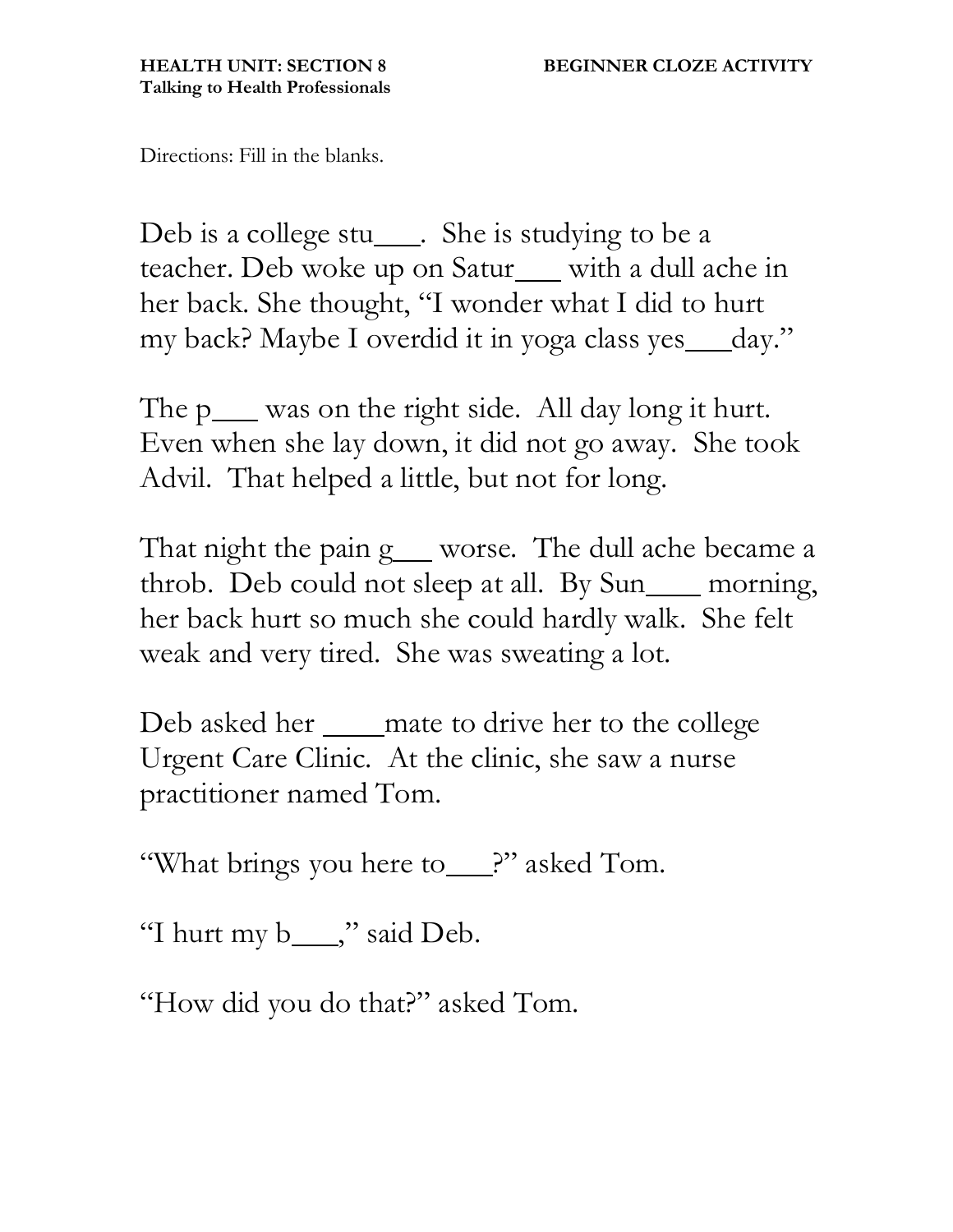**HEALTH UNIT: SECTION 8** **BEGINNER CLOZE ACTIVITY**
**Talking to Health Professionals**

Directions: Fill in the blanks.

Deb is a college stu___. She is studying to be a teacher. Deb woke up on Satur___ with a dull ache in her back. She thought, "I wonder what I did to hurt my back? Maybe I overdid it in yoga class yes___day."

The p___ was on the right side. All day long it hurt. Even when she lay down, it did not go away. She took Advil. That helped a little, but not for long.

That night the pain g___ worse. The dull ache became a throb. Deb could not sleep at all. By Sun____ morning, her back hurt so much she could hardly walk. She felt weak and very tired. She was sweating a lot.

Deb asked her ____mate to drive her to the college Urgent Care Clinic. At the clinic, she saw a nurse practitioner named Tom.

"What brings you here to___?" asked Tom.

"I hurt my b___," said Deb.

"How did you do that?" asked Tom.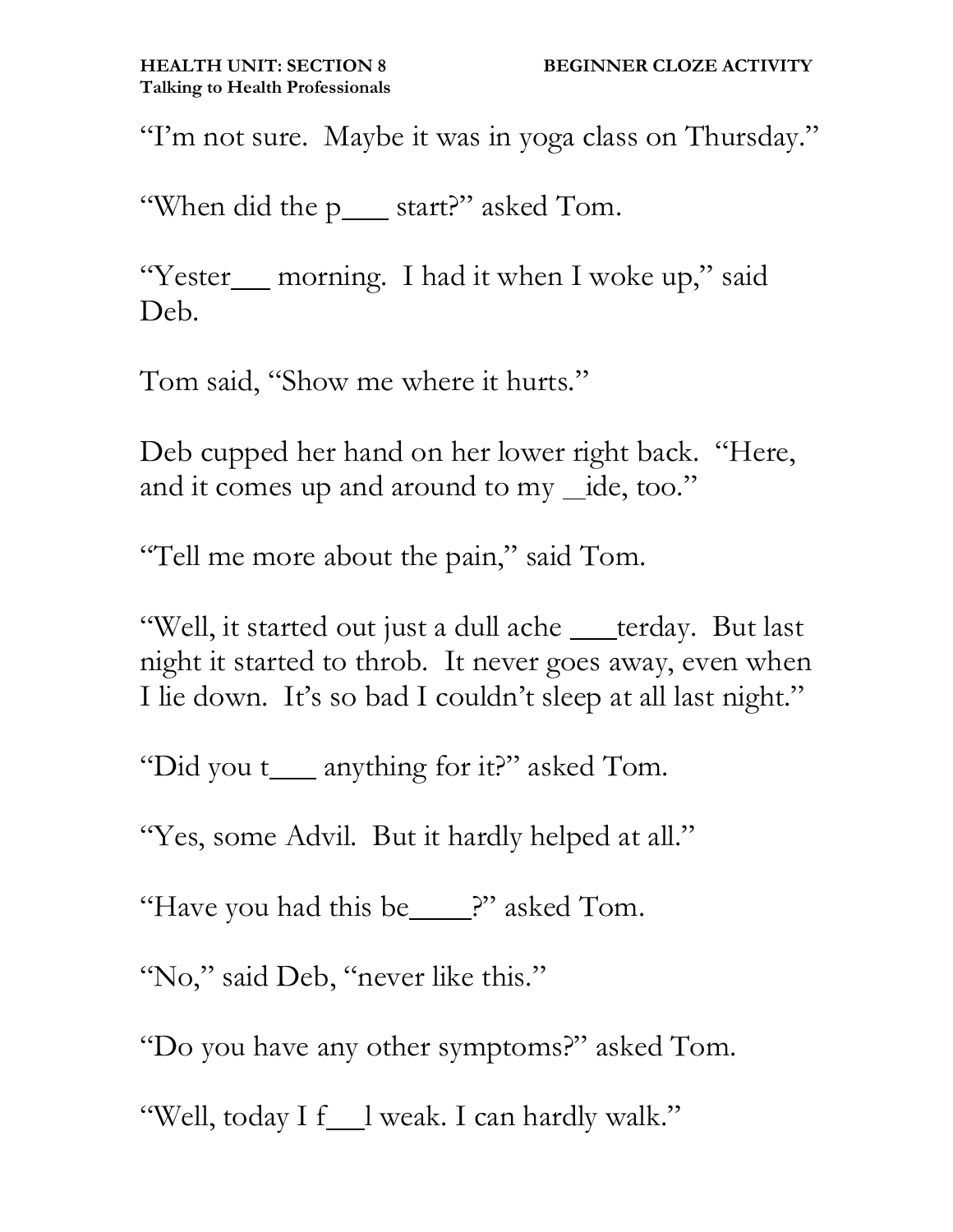"I'm not sure. Maybe it was in yoga class on Thursday."

"When did the p___ start?" asked Tom.

"Yester___ morning. I had it when I woke up," said Deb.

Tom said, "Show me where it hurts."

Deb cupped her hand on her lower right back. "Here, and it comes up and around to my _ide, too."

"Tell me more about the pain," said Tom.

"Well, it started out just a dull ache ___terday. But last night it started to throb. It never goes away, even when I lie down. It's so bad I couldn't sleep at all last night."

"Did you t___ anything for it?" asked Tom.

"Yes, some Advil. But it hardly helped at all."

"Have you had this be____?" asked Tom.

"No," said Deb, "never like this."

"Do you have any other symptoms?" asked Tom.

"Well, today I f__l weak. I can hardly walk."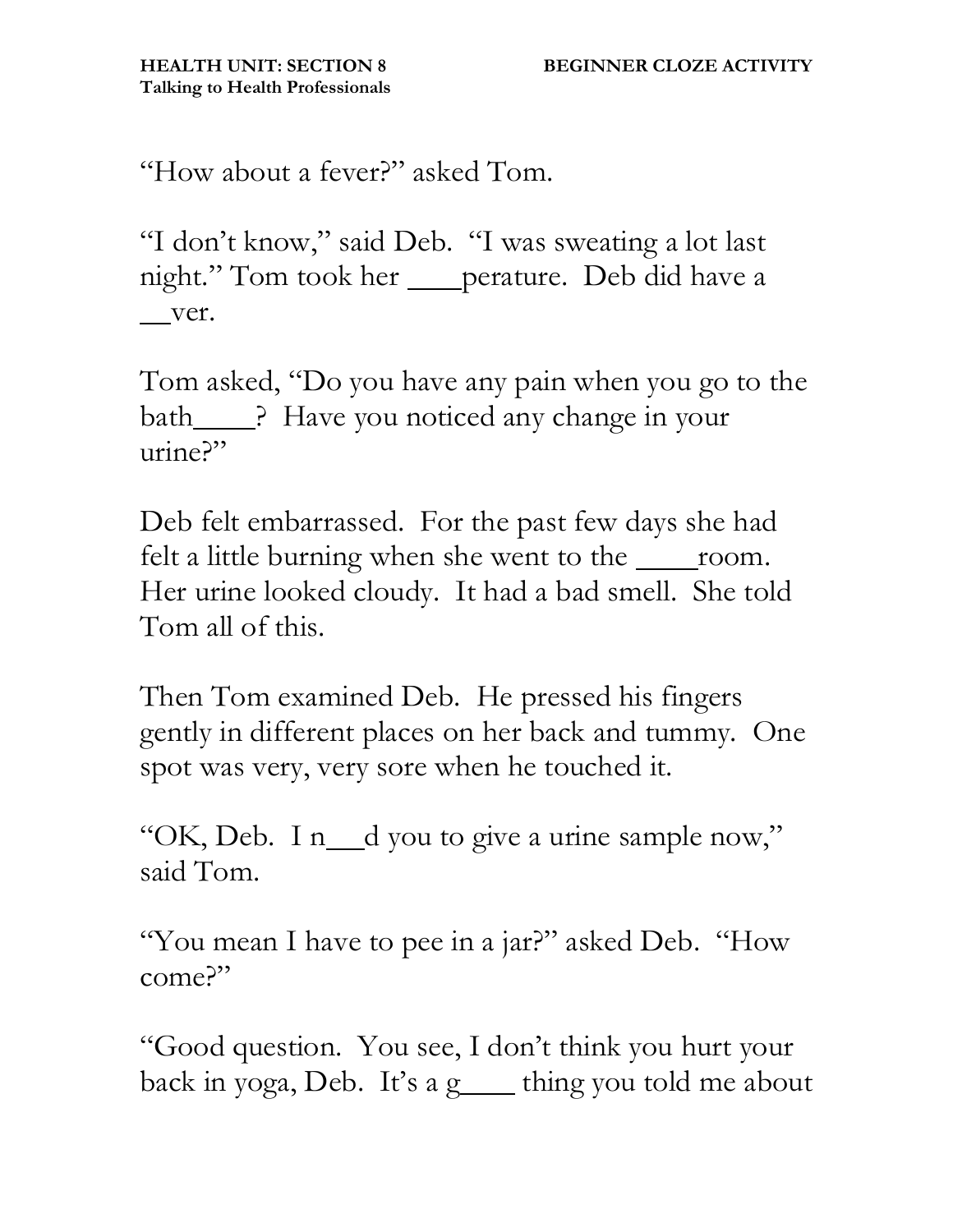"How about a fever?" asked Tom.

"I don't know," said Deb. "I was sweating a lot last night." Tom took her ___perature. Deb did have a __ver.

Tom asked, "Do you have any pain when you go to the bath____? Have you noticed any change in your urine?"

Deb felt embarrassed. For the past few days she had felt a little burning when she went to the ____room. Her urine looked cloudy. It had a bad smell. She told Tom all of this.

Then Tom examined Deb. He pressed his fingers gently in different places on her back and tummy. One spot was very, very sore when he touched it.

"OK, Deb. I n__d you to give a urine sample now," said Tom.

"You mean I have to pee in a jar?" asked Deb. "How come?"

"Good question. You see, I don't think you hurt your back in yoga, Deb. It's a g____ thing you told me about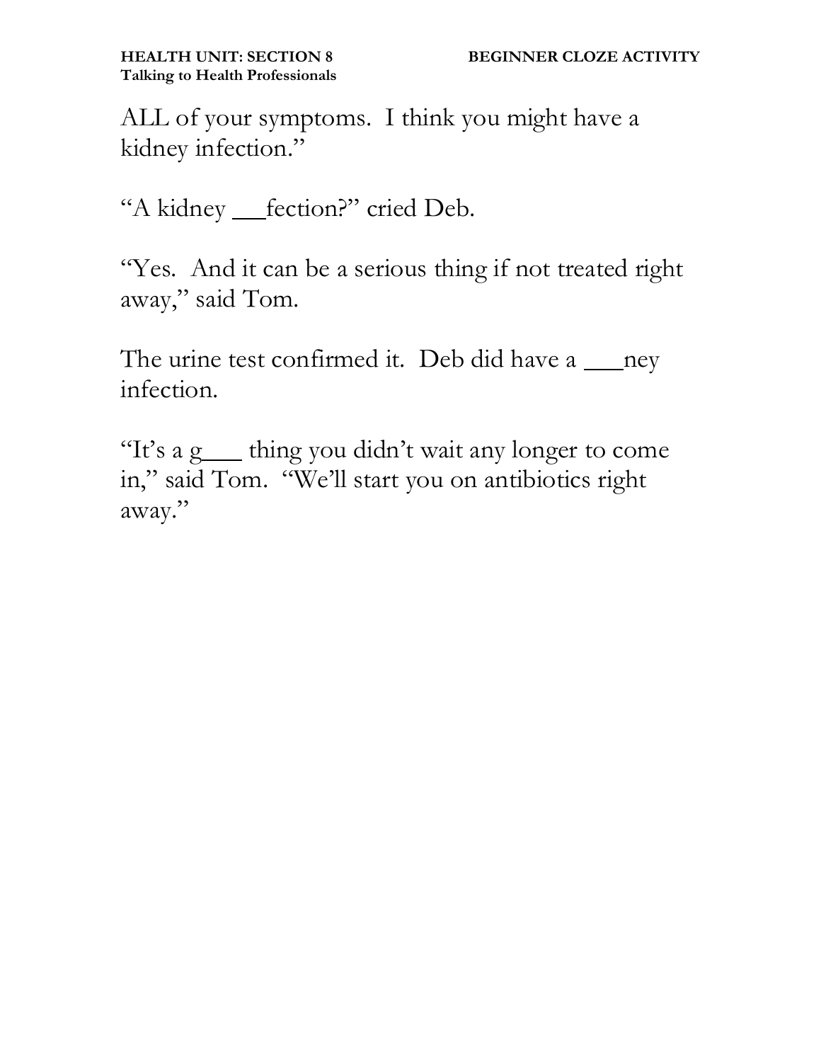ALL of your symptoms. I think you might have a kidney infection."

"A kidney ___fection?" cried Deb.

"Yes. And it can be a serious thing if not treated right away," said Tom.

The urine test confirmed it. Deb did have a ___ney infection.

"It's a g___ thing you didn't wait any longer to come in," said Tom. "We'll start you on antibiotics right away."